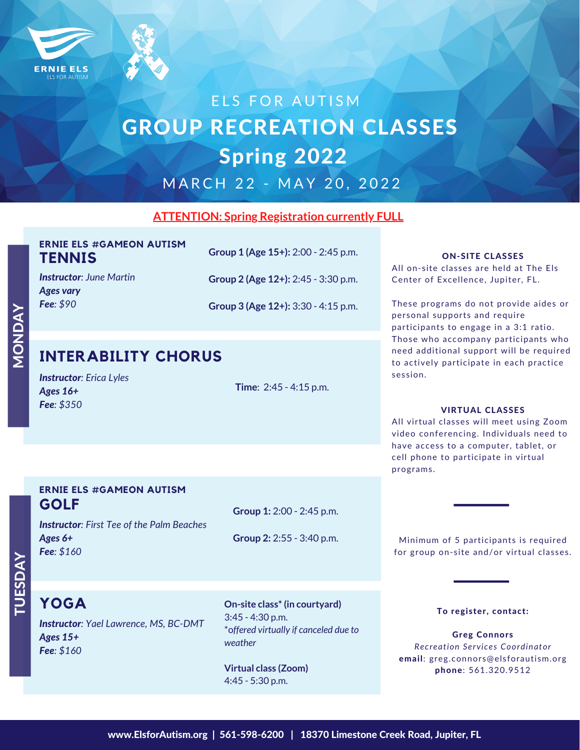ERNIE ELS
ELS FOR AUTISM

# ELS FOR AUTISM
# GROUP RECREATION CLASSES
## Spring 2022
MARCH 22 - MAY 20, 2022

**ATTENTION: Spring Registration currently FULL**

## MONDAY

### ERNIE ELS #GAMEON AUTISM TENNIS

***Instructor**: June Martin*
***Ages vary***
***Fee**: $90*

**Group 1 (Age 15+):** 2:00 - 2:45 p.m.

**Group 2 (Age 12+):** 2:45 - 3:30 p.m.

**Group 3 (Age 12+):** 3:30 - 4:15 p.m.

### INTERABILITY CHORUS

***Instructor**: Erica Lyles*
***Ages 16+***
***Fee**: $350*

**Time**: 2:45 - 4:15 p.m.

## TUESDAY

### ERNIE ELS #GAMEON AUTISM GOLF

***Instructor**: First Tee of the Palm Beaches*
***Ages 6+***
***Fee**: $160*

**Group 1:** 2:00 - 2:45 p.m.

**Group 2:** 2:55 - 3:40 p.m.

### YOGA

***Instructor**: Yael Lawrence, MS, BC-DMT*
***Ages 15+***
***Fee**: $160*

**On-site class* (in courtyard)**
3:45 - 4:30 p.m.
**offered virtually if canceled due to weather*

**Virtual class (Zoom)**
4:45 - 5:30 p.m.

---

**ON-SITE CLASSES**

All on-site classes are held at The Els Center of Excellence, Jupiter, FL.

These programs do not provide aides or personal supports and require participants to engage in a 3:1 ratio. Those who accompany participants who need additional support will be required to actively participate in each practice session.

**VIRTUAL CLASSES**

All virtual classes will meet using Zoom video conferencing. Individuals need to have access to a computer, tablet, or cell phone to participate in virtual programs.

Minimum of 5 participants is required for group on-site and/or virtual classes.

**To register, contact:**

**Greg Connors**
*Recreation Services Coordinator*
**email**: greg.connors@elsforautism.org
**phone**: 561.320.9512

**www.ElsforAutism.org | 561-598-6200 | 18370 Limestone Creek Road, Jupiter, FL**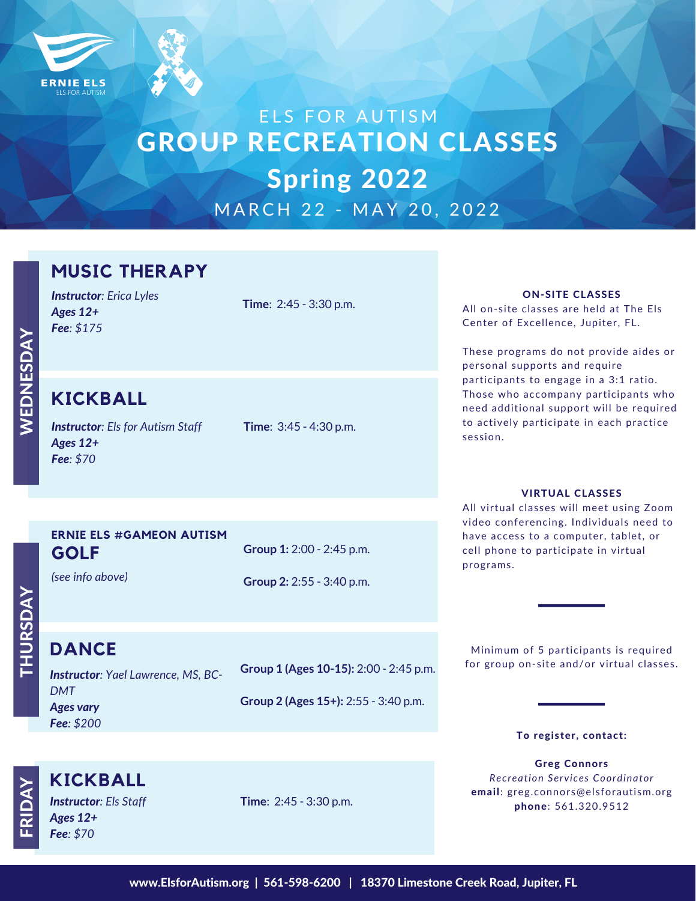ERNIE ELS
ELS FOR AUTISM

# ELS FOR AUTISM GROUP RECREATION CLASSES Spring 2022

MARCH 22 - MAY 20, 2022

## WEDNESDAY

### MUSIC THERAPY

***Instructor**: Erica Lyles*
***Ages 12+***
***Fee**: $175*

**Time**: 2:45 - 3:30 p.m.

### KICKBALL

***Instructor**: Els for Autism Staff*
***Ages 12+***
***Fee**: $70*

**Time**: 3:45 - 4:30 p.m.

## THURSDAY

### ERNIE ELS #GAMEON AUTISM GOLF

*(see info above)*

**Group 1:** 2:00 - 2:45 p.m.

**Group 2:** 2:55 - 3:40 p.m.

### DANCE

***Instructor**: Yael Lawrence, MS, BC-DMT*
***Ages vary***
***Fee**: $200*

**Group 1 (Ages 10-15):** 2:00 - 2:45 p.m.

**Group 2 (Ages 15+):** 2:55 - 3:40 p.m.

## FRIDAY

### KICKBALL

***Instructor**: Els Staff*
***Ages 12+***
***Fee**: $70*

**Time**: 2:45 - 3:30 p.m.

---

**ON-SITE CLASSES**

All on-site classes are held at The Els Center of Excellence, Jupiter, FL.

These programs do not provide aides or personal supports and require participants to engage in a 3:1 ratio. Those who accompany participants who need additional support will be required to actively participate in each practice session.

**VIRTUAL CLASSES**

All virtual classes will meet using Zoom video conferencing. Individuals need to have access to a computer, tablet, or cell phone to participate in virtual programs.

Minimum of 5 participants is required for group on-site and/or virtual classes.

**To register, contact:**

**Greg Connors**
*Recreation Services Coordinator*
**email**: greg.connors@elsforautism.org
**phone**: 561.320.9512

**www.ElsforAutism.org | 561-598-6200 | 18370 Limestone Creek Road, Jupiter, FL**